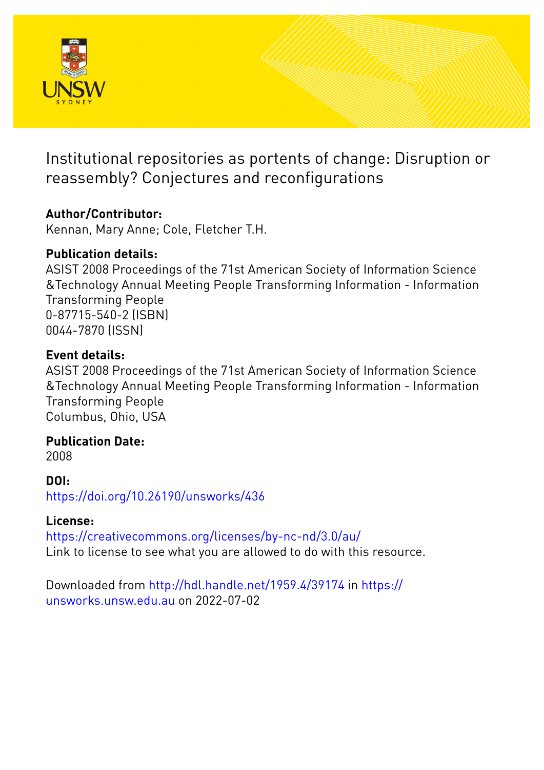# Institutional repositories as portents of change: Disruption or reassembly? Conjectures and reconfigurations

## Author/Contributor:
Kennan, Mary Anne; Cole, Fletcher T.H.

## Publication details:
ASIST 2008 Proceedings of the 71st American Society of Information Science &Technology Annual Meeting People Transforming Information - Information Transforming People
0-87715-540-2 (ISBN)
0044-7870 (ISSN)

## Event details:
ASIST 2008 Proceedings of the 71st American Society of Information Science &Technology Annual Meeting People Transforming Information - Information Transforming People
Columbus, Ohio, USA

## Publication Date:
2008

## DOI:
https://doi.org/10.26190/unsworks/436

## License:
https://creativecommons.org/licenses/by-nc-nd/3.0/au/
Link to license to see what you are allowed to do with this resource.

Downloaded from http://hdl.handle.net/1959.4/39174 in https://unsworks.unsw.edu.au on 2022-07-02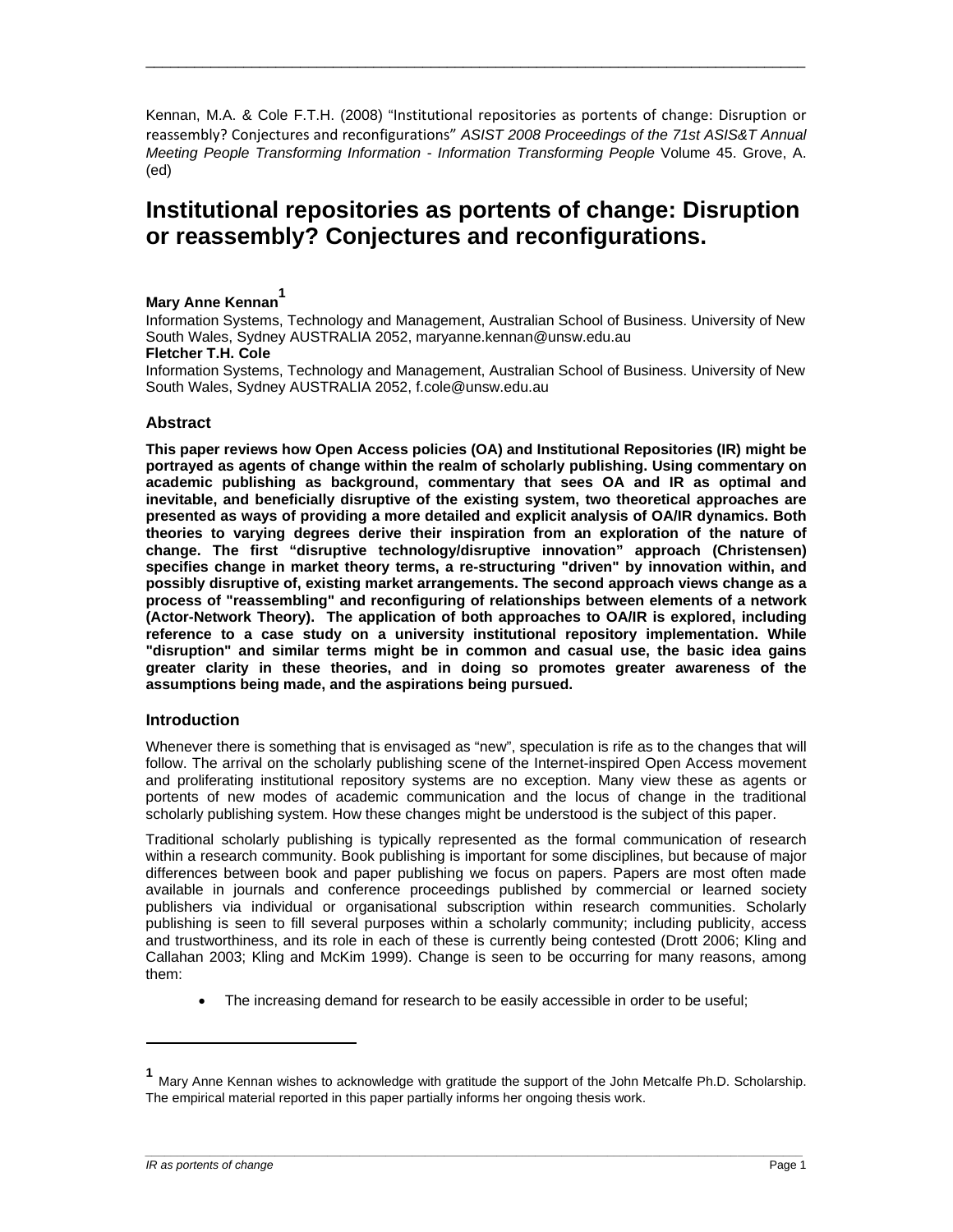Kennan, M.A. & Cole F.T.H. (2008) "Institutional repositories as portents of change: Disruption or reassembly? Conjectures and reconfigurations" *ASIST 2008 Proceedings of the 71st ASIS&T Annual Meeting People Transforming Information - Information Transforming People* Volume 45. Grove, A. (ed)

# Institutional repositories as portents of change: Disruption or reassembly? Conjectures and reconfigurations.

**Mary Anne Kennan**[1]
Information Systems, Technology and Management, Australian School of Business. University of New South Wales, Sydney AUSTRALIA 2052, maryanne.kennan@unsw.edu.au
**Fletcher T.H. Cole**
Information Systems, Technology and Management, Australian School of Business. University of New South Wales, Sydney AUSTRALIA 2052, f.cole@unsw.edu.au

### Abstract

**This paper reviews how Open Access policies (OA) and Institutional Repositories (IR) might be portrayed as agents of change within the realm of scholarly publishing. Using commentary on academic publishing as background, commentary that sees OA and IR as optimal and inevitable, and beneficially disruptive of the existing system, two theoretical approaches are presented as ways of providing a more detailed and explicit analysis of OA/IR dynamics. Both theories to varying degrees derive their inspiration from an exploration of the nature of change. The first "disruptive technology/disruptive innovation" approach (Christensen) specifies change in market theory terms, a re-structuring "driven" by innovation within, and possibly disruptive of, existing market arrangements. The second approach views change as a process of "reassembling" and reconfiguring of relationships between elements of a network (Actor-Network Theory). The application of both approaches to OA/IR is explored, including reference to a case study on a university institutional repository implementation. While "disruption" and similar terms might be in common and casual use, the basic idea gains greater clarity in these theories, and in doing so promotes greater awareness of the assumptions being made, and the aspirations being pursued.**

### Introduction

Whenever there is something that is envisaged as "new", speculation is rife as to the changes that will follow. The arrival on the scholarly publishing scene of the Internet-inspired Open Access movement and proliferating institutional repository systems are no exception. Many view these as agents or portents of new modes of academic communication and the locus of change in the traditional scholarly publishing system. How these changes might be understood is the subject of this paper.

Traditional scholarly publishing is typically represented as the formal communication of research within a research community. Book publishing is important for some disciplines, but because of major differences between book and paper publishing we focus on papers. Papers are most often made available in journals and conference proceedings published by commercial or learned society publishers via individual or organisational subscription within research communities. Scholarly publishing is seen to fill several purposes within a scholarly community; including publicity, access and trustworthiness, and its role in each of these is currently being contested (Drott 2006; Kling and Callahan 2003; Kling and McKim 1999). Change is seen to be occurring for many reasons, among them:

- The increasing demand for research to be easily accessible in order to be useful;

[1] Mary Anne Kennan wishes to acknowledge with gratitude the support of the John Metcalfe Ph.D. Scholarship. The empirical material reported in this paper partially informs her ongoing thesis work.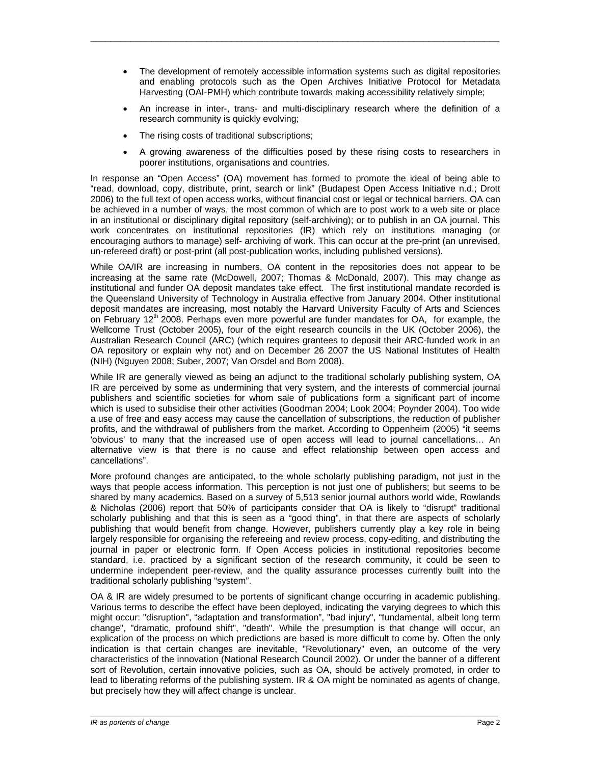- The development of remotely accessible information systems such as digital repositories and enabling protocols such as the Open Archives Initiative Protocol for Metadata Harvesting (OAI-PMH) which contribute towards making accessibility relatively simple;
- An increase in inter-, trans- and multi-disciplinary research where the definition of a research community is quickly evolving;
- The rising costs of traditional subscriptions;
- A growing awareness of the difficulties posed by these rising costs to researchers in poorer institutions, organisations and countries.

In response an "Open Access" (OA) movement has formed to promote the ideal of being able to "read, download, copy, distribute, print, search or link" (Budapest Open Access Initiative n.d.; Drott 2006) to the full text of open access works, without financial cost or legal or technical barriers. OA can be achieved in a number of ways, the most common of which are to post work to a web site or place in an institutional or disciplinary digital repository (self-archiving); or to publish in an OA journal. This work concentrates on institutional repositories (IR) which rely on institutions managing (or encouraging authors to manage) self- archiving of work. This can occur at the pre-print (an unrevised, un-refereed draft) or post-print (all post-publication works, including published versions).

While OA/IR are increasing in numbers, OA content in the repositories does not appear to be increasing at the same rate (McDowell, 2007; Thomas & McDonald, 2007). This may change as institutional and funder OA deposit mandates take effect. The first institutional mandate recorded is the Queensland University of Technology in Australia effective from January 2004. Other institutional deposit mandates are increasing, most notably the Harvard University Faculty of Arts and Sciences on February 12th 2008. Perhaps even more powerful are funder mandates for OA, for example, the Wellcome Trust (October 2005), four of the eight research councils in the UK (October 2006), the Australian Research Council (ARC) (which requires grantees to deposit their ARC-funded work in an OA repository or explain why not) and on December 26 2007 the US National Institutes of Health (NIH) (Nguyen 2008; Suber, 2007; Van Orsdel and Born 2008).

While IR are generally viewed as being an adjunct to the traditional scholarly publishing system, OA IR are perceived by some as undermining that very system, and the interests of commercial journal publishers and scientific societies for whom sale of publications form a significant part of income which is used to subsidise their other activities (Goodman 2004; Look 2004; Poynder 2004). Too wide a use of free and easy access may cause the cancellation of subscriptions, the reduction of publisher profits, and the withdrawal of publishers from the market. According to Oppenheim (2005) "it seems 'obvious' to many that the increased use of open access will lead to journal cancellations… An alternative view is that there is no cause and effect relationship between open access and cancellations".

More profound changes are anticipated, to the whole scholarly publishing paradigm, not just in the ways that people access information. This perception is not just one of publishers; but seems to be shared by many academics. Based on a survey of 5,513 senior journal authors world wide, Rowlands & Nicholas (2006) report that 50% of participants consider that OA is likely to "disrupt" traditional scholarly publishing and that this is seen as a "good thing", in that there are aspects of scholarly publishing that would benefit from change. However, publishers currently play a key role in being largely responsible for organising the refereeing and review process, copy-editing, and distributing the journal in paper or electronic form. If Open Access policies in institutional repositories become standard, i.e. practiced by a significant section of the research community, it could be seen to undermine independent peer-review, and the quality assurance processes currently built into the traditional scholarly publishing "system".

OA & IR are widely presumed to be portents of significant change occurring in academic publishing. Various terms to describe the effect have been deployed, indicating the varying degrees to which this might occur: "disruption", "adaptation and transformation", "bad injury", "fundamental, albeit long term change", "dramatic, profound shift", "death". While the presumption is that change will occur, an explication of the process on which predictions are based is more difficult to come by. Often the only indication is that certain changes are inevitable, "Revolutionary" even, an outcome of the very characteristics of the innovation (National Research Council 2002). Or under the banner of a different sort of Revolution, certain innovative policies, such as OA, should be actively promoted, in order to lead to liberating reforms of the publishing system. IR & OA might be nominated as agents of change, but precisely how they will affect change is unclear.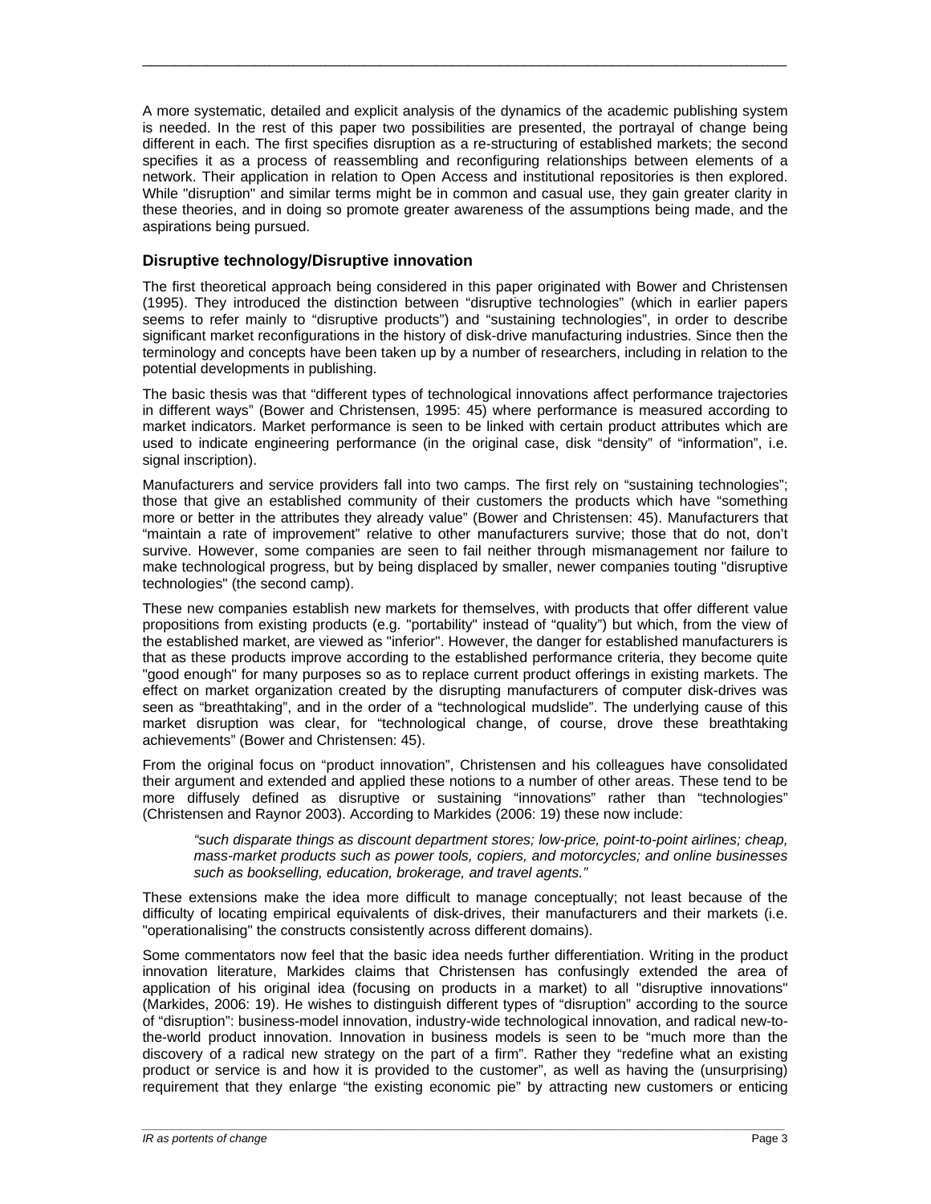A more systematic, detailed and explicit analysis of the dynamics of the academic publishing system is needed. In the rest of this paper two possibilities are presented, the portrayal of change being different in each. The first specifies disruption as a re-structuring of established markets; the second specifies it as a process of reassembling and reconfiguring relationships between elements of a network. Their application in relation to Open Access and institutional repositories is then explored. While "disruption" and similar terms might be in common and casual use, they gain greater clarity in these theories, and in doing so promote greater awareness of the assumptions being made, and the aspirations being pursued.

## Disruptive technology/Disruptive innovation

The first theoretical approach being considered in this paper originated with Bower and Christensen (1995). They introduced the distinction between "disruptive technologies" (which in earlier papers seems to refer mainly to "disruptive products") and "sustaining technologies", in order to describe significant market reconfigurations in the history of disk-drive manufacturing industries. Since then the terminology and concepts have been taken up by a number of researchers, including in relation to the potential developments in publishing.

The basic thesis was that "different types of technological innovations affect performance trajectories in different ways" (Bower and Christensen, 1995: 45) where performance is measured according to market indicators. Market performance is seen to be linked with certain product attributes which are used to indicate engineering performance (in the original case, disk "density" of "information", i.e. signal inscription).

Manufacturers and service providers fall into two camps. The first rely on "sustaining technologies"; those that give an established community of their customers the products which have "something more or better in the attributes they already value" (Bower and Christensen: 45). Manufacturers that "maintain a rate of improvement" relative to other manufacturers survive; those that do not, don't survive. However, some companies are seen to fail neither through mismanagement nor failure to make technological progress, but by being displaced by smaller, newer companies touting "disruptive technologies" (the second camp).

These new companies establish new markets for themselves, with products that offer different value propositions from existing products (e.g. "portability" instead of "quality") but which, from the view of the established market, are viewed as "inferior". However, the danger for established manufacturers is that as these products improve according to the established performance criteria, they become quite "good enough" for many purposes so as to replace current product offerings in existing markets. The effect on market organization created by the disrupting manufacturers of computer disk-drives was seen as "breathtaking", and in the order of a "technological mudslide". The underlying cause of this market disruption was clear, for "technological change, of course, drove these breathtaking achievements" (Bower and Christensen: 45).

From the original focus on "product innovation", Christensen and his colleagues have consolidated their argument and extended and applied these notions to a number of other areas. These tend to be more diffusely defined as disruptive or sustaining "innovations" rather than "technologies" (Christensen and Raynor 2003). According to Markides (2006: 19) these now include:

> *"such disparate things as discount department stores; low-price, point-to-point airlines; cheap, mass-market products such as power tools, copiers, and motorcycles; and online businesses such as bookselling, education, brokerage, and travel agents."*

These extensions make the idea more difficult to manage conceptually; not least because of the difficulty of locating empirical equivalents of disk-drives, their manufacturers and their markets (i.e. "operationalising" the constructs consistently across different domains).

Some commentators now feel that the basic idea needs further differentiation. Writing in the product innovation literature, Markides claims that Christensen has confusingly extended the area of application of his original idea (focusing on products in a market) to all "disruptive innovations" (Markides, 2006: 19). He wishes to distinguish different types of "disruption" according to the source of "disruption": business-model innovation, industry-wide technological innovation, and radical new-to-the-world product innovation. Innovation in business models is seen to be "much more than the discovery of a radical new strategy on the part of a firm". Rather they "redefine what an existing product or service is and how it is provided to the customer", as well as having the (unsurprising) requirement that they enlarge "the existing economic pie" by attracting new customers or enticing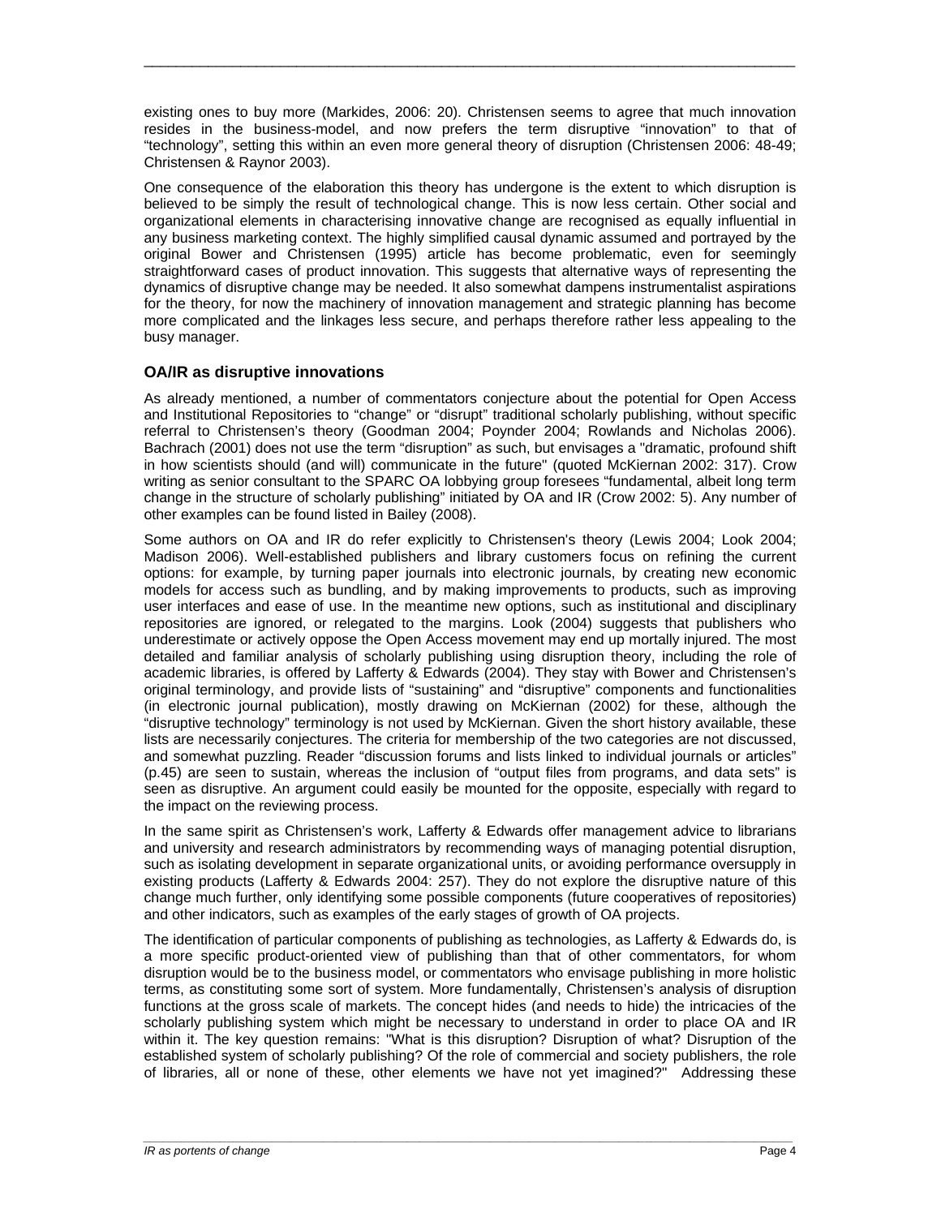existing ones to buy more (Markides, 2006: 20). Christensen seems to agree that much innovation resides in the business-model, and now prefers the term disruptive “innovation” to that of “technology”, setting this within an even more general theory of disruption (Christensen 2006: 48-49; Christensen & Raynor 2003).

One consequence of the elaboration this theory has undergone is the extent to which disruption is believed to be simply the result of technological change. This is now less certain. Other social and organizational elements in characterising innovative change are recognised as equally influential in any business marketing context. The highly simplified causal dynamic assumed and portrayed by the original Bower and Christensen (1995) article has become problematic, even for seemingly straightforward cases of product innovation. This suggests that alternative ways of representing the dynamics of disruptive change may be needed. It also somewhat dampens instrumentalist aspirations for the theory, for now the machinery of innovation management and strategic planning has become more complicated and the linkages less secure, and perhaps therefore rather less appealing to the busy manager.

### OA/IR as disruptive innovations

As already mentioned, a number of commentators conjecture about the potential for Open Access and Institutional Repositories to “change” or “disrupt” traditional scholarly publishing, without specific referral to Christensen’s theory (Goodman 2004; Poynder 2004; Rowlands and Nicholas 2006). Bachrach (2001) does not use the term “disruption” as such, but envisages a "dramatic, profound shift in how scientists should (and will) communicate in the future" (quoted McKiernan 2002: 317). Crow writing as senior consultant to the SPARC OA lobbying group foresees “fundamental, albeit long term change in the structure of scholarly publishing” initiated by OA and IR (Crow 2002: 5). Any number of other examples can be found listed in Bailey (2008).

Some authors on OA and IR do refer explicitly to Christensen's theory (Lewis 2004; Look 2004; Madison 2006). Well-established publishers and library customers focus on refining the current options: for example, by turning paper journals into electronic journals, by creating new economic models for access such as bundling, and by making improvements to products, such as improving user interfaces and ease of use. In the meantime new options, such as institutional and disciplinary repositories are ignored, or relegated to the margins. Look (2004) suggests that publishers who underestimate or actively oppose the Open Access movement may end up mortally injured. The most detailed and familiar analysis of scholarly publishing using disruption theory, including the role of academic libraries, is offered by Lafferty & Edwards (2004). They stay with Bower and Christensen's original terminology, and provide lists of “sustaining” and “disruptive” components and functionalities (in electronic journal publication), mostly drawing on McKiernan (2002) for these, although the “disruptive technology” terminology is not used by McKiernan. Given the short history available, these lists are necessarily conjectures. The criteria for membership of the two categories are not discussed, and somewhat puzzling. Reader “discussion forums and lists linked to individual journals or articles” (p.45) are seen to sustain, whereas the inclusion of “output files from programs, and data sets” is seen as disruptive. An argument could easily be mounted for the opposite, especially with regard to the impact on the reviewing process.

In the same spirit as Christensen’s work, Lafferty & Edwards offer management advice to librarians and university and research administrators by recommending ways of managing potential disruption, such as isolating development in separate organizational units, or avoiding performance oversupply in existing products (Lafferty & Edwards 2004: 257). They do not explore the disruptive nature of this change much further, only identifying some possible components (future cooperatives of repositories) and other indicators, such as examples of the early stages of growth of OA projects.

The identification of particular components of publishing as technologies, as Lafferty & Edwards do, is a more specific product-oriented view of publishing than that of other commentators, for whom disruption would be to the business model, or commentators who envisage publishing in more holistic terms, as constituting some sort of system. More fundamentally, Christensen’s analysis of disruption functions at the gross scale of markets. The concept hides (and needs to hide) the intricacies of the scholarly publishing system which might be necessary to understand in order to place OA and IR within it. The key question remains: "What is this disruption? Disruption of what? Disruption of the established system of scholarly publishing? Of the role of commercial and society publishers, the role of libraries, all or none of these, other elements we have not yet imagined?" Addressing these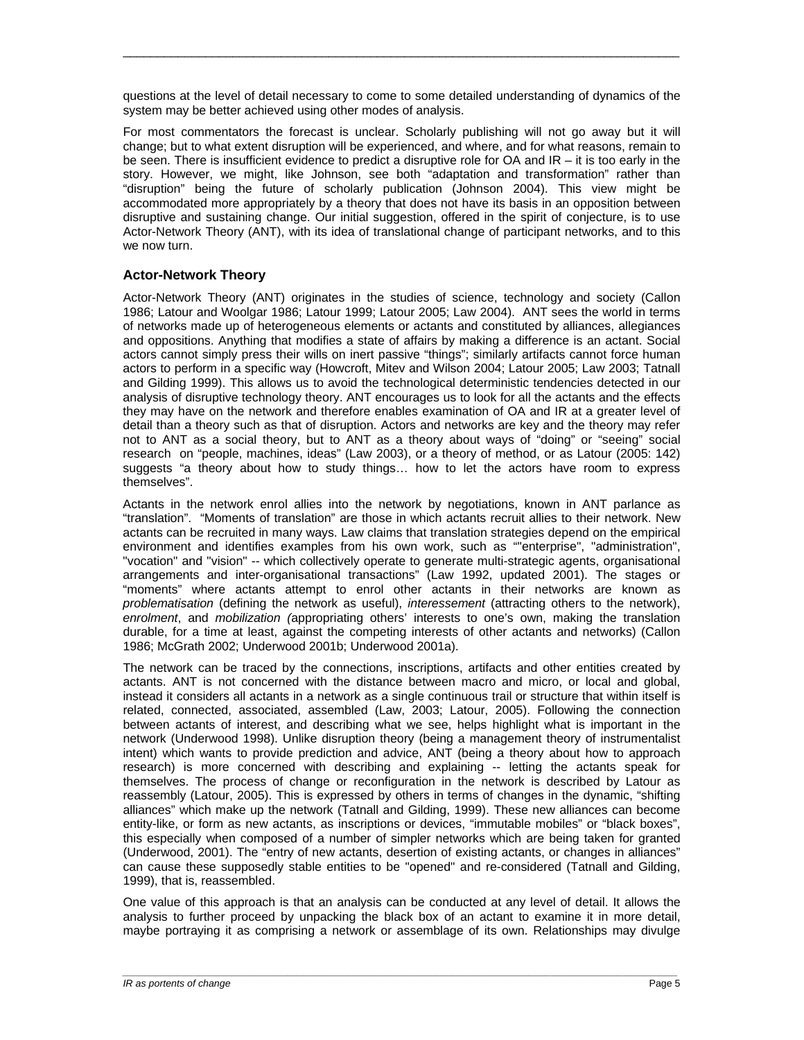questions at the level of detail necessary to come to some detailed understanding of dynamics of the system may be better achieved using other modes of analysis.

For most commentators the forecast is unclear. Scholarly publishing will not go away but it will change; but to what extent disruption will be experienced, and where, and for what reasons, remain to be seen. There is insufficient evidence to predict a disruptive role for OA and IR – it is too early in the story. However, we might, like Johnson, see both "adaptation and transformation" rather than "disruption" being the future of scholarly publication (Johnson 2004). This view might be accommodated more appropriately by a theory that does not have its basis in an opposition between disruptive and sustaining change. Our initial suggestion, offered in the spirit of conjecture, is to use Actor-Network Theory (ANT), with its idea of translational change of participant networks, and to this we now turn.

### Actor-Network Theory

Actor-Network Theory (ANT) originates in the studies of science, technology and society (Callon 1986; Latour and Woolgar 1986; Latour 1999; Latour 2005; Law 2004). ANT sees the world in terms of networks made up of heterogeneous elements or actants and constituted by alliances, allegiances and oppositions. Anything that modifies a state of affairs by making a difference is an actant. Social actors cannot simply press their wills on inert passive "things"; similarly artifacts cannot force human actors to perform in a specific way (Howcroft, Mitev and Wilson 2004; Latour 2005; Law 2003; Tatnall and Gilding 1999). This allows us to avoid the technological deterministic tendencies detected in our analysis of disruptive technology theory. ANT encourages us to look for all the actants and the effects they may have on the network and therefore enables examination of OA and IR at a greater level of detail than a theory such as that of disruption. Actors and networks are key and the theory may refer not to ANT as a social theory, but to ANT as a theory about ways of "doing" or "seeing" social research on "people, machines, ideas" (Law 2003), or a theory of method, or as Latour (2005: 142) suggests "a theory about how to study things… how to let the actors have room to express themselves".

Actants in the network enrol allies into the network by negotiations, known in ANT parlance as "translation". "Moments of translation" are those in which actants recruit allies to their network. New actants can be recruited in many ways. Law claims that translation strategies depend on the empirical environment and identifies examples from his own work, such as ""enterprise", "administration", "vocation" and "vision" -- which collectively operate to generate multi-strategic agents, organisational arrangements and inter-organisational transactions" (Law 1992, updated 2001). The stages or "moments" where actants attempt to enrol other actants in their networks are known as *problematisation* (defining the network as useful), *interessement* (attracting others to the network), *enrolment*, and *mobilization (*appropriating others' interests to one's own, making the translation durable, for a time at least, against the competing interests of other actants and networks) (Callon 1986; McGrath 2002; Underwood 2001b; Underwood 2001a).

The network can be traced by the connections, inscriptions, artifacts and other entities created by actants. ANT is not concerned with the distance between macro and micro, or local and global, instead it considers all actants in a network as a single continuous trail or structure that within itself is related, connected, associated, assembled (Law, 2003; Latour, 2005). Following the connection between actants of interest, and describing what we see, helps highlight what is important in the network (Underwood 1998). Unlike disruption theory (being a management theory of instrumentalist intent) which wants to provide prediction and advice, ANT (being a theory about how to approach research) is more concerned with describing and explaining -- letting the actants speak for themselves. The process of change or reconfiguration in the network is described by Latour as reassembly (Latour, 2005). This is expressed by others in terms of changes in the dynamic, "shifting alliances" which make up the network (Tatnall and Gilding, 1999). These new alliances can become entity-like, or form as new actants, as inscriptions or devices, "immutable mobiles" or "black boxes", this especially when composed of a number of simpler networks which are being taken for granted (Underwood, 2001). The "entry of new actants, desertion of existing actants, or changes in alliances" can cause these supposedly stable entities to be "opened" and re-considered (Tatnall and Gilding, 1999), that is, reassembled.

One value of this approach is that an analysis can be conducted at any level of detail. It allows the analysis to further proceed by unpacking the black box of an actant to examine it in more detail, maybe portraying it as comprising a network or assemblage of its own. Relationships may divulge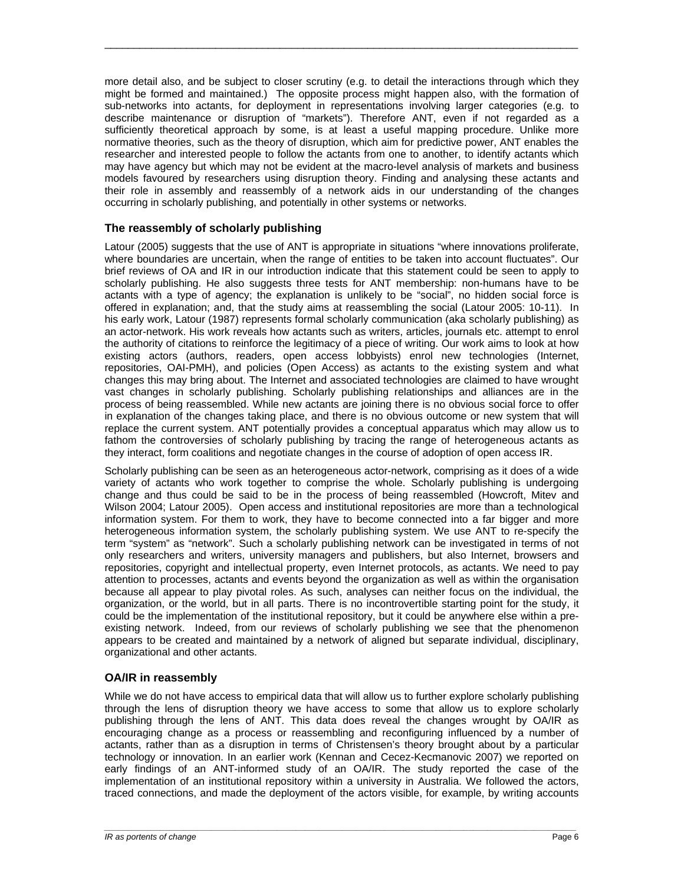more detail also, and be subject to closer scrutiny (e.g. to detail the interactions through which they might be formed and maintained.) The opposite process might happen also, with the formation of sub-networks into actants, for deployment in representations involving larger categories (e.g. to describe maintenance or disruption of "markets"). Therefore ANT, even if not regarded as a sufficiently theoretical approach by some, is at least a useful mapping procedure. Unlike more normative theories, such as the theory of disruption, which aim for predictive power, ANT enables the researcher and interested people to follow the actants from one to another, to identify actants which may have agency but which may not be evident at the macro-level analysis of markets and business models favoured by researchers using disruption theory. Finding and analysing these actants and their role in assembly and reassembly of a network aids in our understanding of the changes occurring in scholarly publishing, and potentially in other systems or networks.

### The reassembly of scholarly publishing

Latour (2005) suggests that the use of ANT is appropriate in situations "where innovations proliferate, where boundaries are uncertain, when the range of entities to be taken into account fluctuates". Our brief reviews of OA and IR in our introduction indicate that this statement could be seen to apply to scholarly publishing. He also suggests three tests for ANT membership: non-humans have to be actants with a type of agency; the explanation is unlikely to be "social", no hidden social force is offered in explanation; and, that the study aims at reassembling the social (Latour 2005: 10-11). In his early work, Latour (1987) represents formal scholarly communication (aka scholarly publishing) as an actor-network. His work reveals how actants such as writers, articles, journals etc. attempt to enrol the authority of citations to reinforce the legitimacy of a piece of writing. Our work aims to look at how existing actors (authors, readers, open access lobbyists) enrol new technologies (Internet, repositories, OAI-PMH), and policies (Open Access) as actants to the existing system and what changes this may bring about. The Internet and associated technologies are claimed to have wrought vast changes in scholarly publishing. Scholarly publishing relationships and alliances are in the process of being reassembled. While new actants are joining there is no obvious social force to offer in explanation of the changes taking place, and there is no obvious outcome or new system that will replace the current system. ANT potentially provides a conceptual apparatus which may allow us to fathom the controversies of scholarly publishing by tracing the range of heterogeneous actants as they interact, form coalitions and negotiate changes in the course of adoption of open access IR.

Scholarly publishing can be seen as an heterogeneous actor-network, comprising as it does of a wide variety of actants who work together to comprise the whole. Scholarly publishing is undergoing change and thus could be said to be in the process of being reassembled (Howcroft, Mitev and Wilson 2004; Latour 2005). Open access and institutional repositories are more than a technological information system. For them to work, they have to become connected into a far bigger and more heterogeneous information system, the scholarly publishing system. We use ANT to re-specify the term "system" as "network". Such a scholarly publishing network can be investigated in terms of not only researchers and writers, university managers and publishers, but also Internet, browsers and repositories, copyright and intellectual property, even Internet protocols, as actants. We need to pay attention to processes, actants and events beyond the organization as well as within the organisation because all appear to play pivotal roles. As such, analyses can neither focus on the individual, the organization, or the world, but in all parts. There is no incontrovertible starting point for the study, it could be the implementation of the institutional repository, but it could be anywhere else within a pre-existing network. Indeed, from our reviews of scholarly publishing we see that the phenomenon appears to be created and maintained by a network of aligned but separate individual, disciplinary, organizational and other actants.

### OA/IR in reassembly

While we do not have access to empirical data that will allow us to further explore scholarly publishing through the lens of disruption theory we have access to some that allow us to explore scholarly publishing through the lens of ANT. This data does reveal the changes wrought by OA/IR as encouraging change as a process or reassembling and reconfiguring influenced by a number of actants, rather than as a disruption in terms of Christensen's theory brought about by a particular technology or innovation. In an earlier work (Kennan and Cecez-Kecmanovic 2007) we reported on early findings of an ANT-informed study of an OA/IR. The study reported the case of the implementation of an institutional repository within a university in Australia. We followed the actors, traced connections, and made the deployment of the actors visible, for example, by writing accounts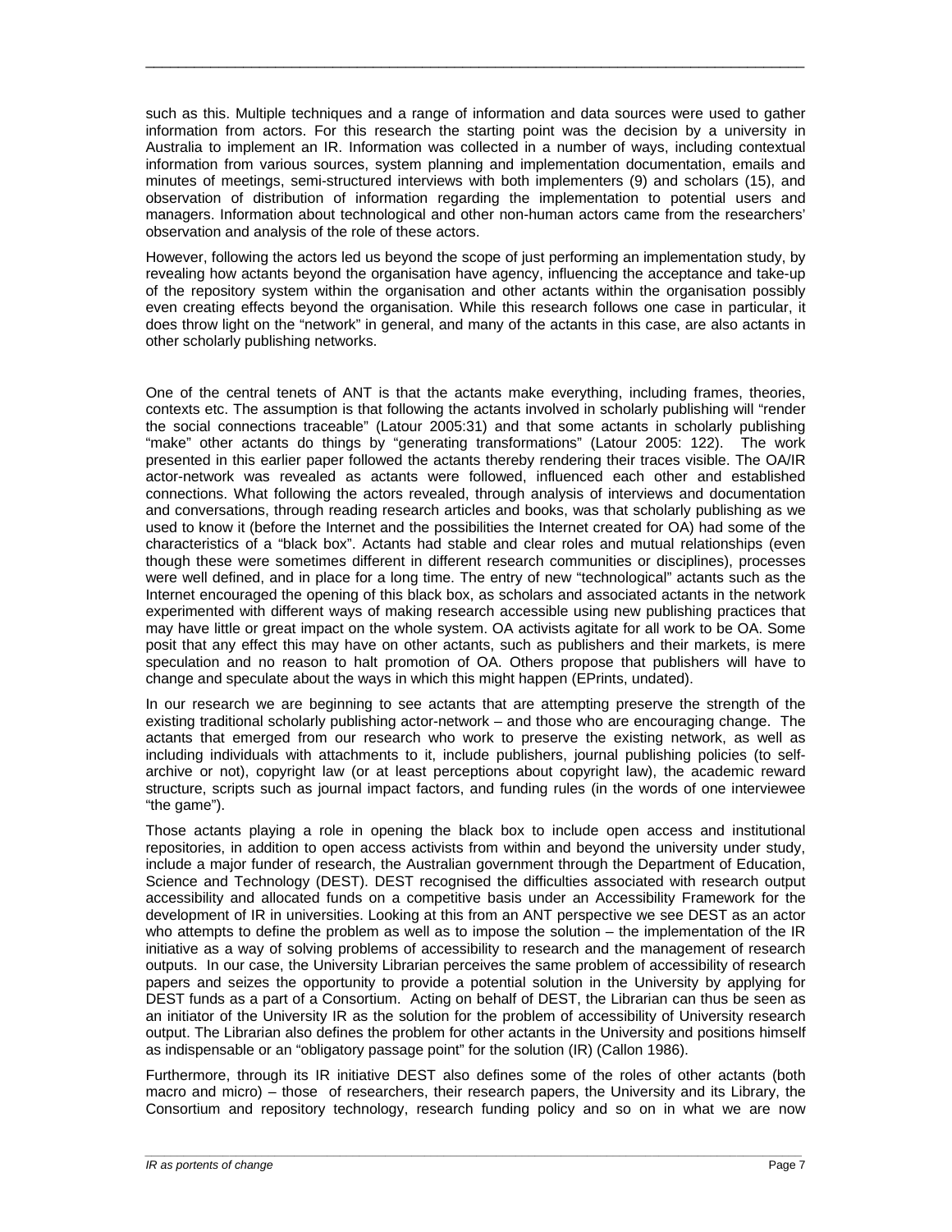such as this. Multiple techniques and a range of information and data sources were used to gather information from actors. For this research the starting point was the decision by a university in Australia to implement an IR. Information was collected in a number of ways, including contextual information from various sources, system planning and implementation documentation, emails and minutes of meetings, semi-structured interviews with both implementers (9) and scholars (15), and observation of distribution of information regarding the implementation to potential users and managers. Information about technological and other non-human actors came from the researchers' observation and analysis of the role of these actors.

However, following the actors led us beyond the scope of just performing an implementation study, by revealing how actants beyond the organisation have agency, influencing the acceptance and take-up of the repository system within the organisation and other actants within the organisation possibly even creating effects beyond the organisation. While this research follows one case in particular, it does throw light on the "network" in general, and many of the actants in this case, are also actants in other scholarly publishing networks.

One of the central tenets of ANT is that the actants make everything, including frames, theories, contexts etc. The assumption is that following the actants involved in scholarly publishing will "render the social connections traceable" (Latour 2005:31) and that some actants in scholarly publishing "make" other actants do things by "generating transformations" (Latour 2005: 122). The work presented in this earlier paper followed the actants thereby rendering their traces visible. The OA/IR actor-network was revealed as actants were followed, influenced each other and established connections. What following the actors revealed, through analysis of interviews and documentation and conversations, through reading research articles and books, was that scholarly publishing as we used to know it (before the Internet and the possibilities the Internet created for OA) had some of the characteristics of a "black box". Actants had stable and clear roles and mutual relationships (even though these were sometimes different in different research communities or disciplines), processes were well defined, and in place for a long time. The entry of new "technological" actants such as the Internet encouraged the opening of this black box, as scholars and associated actants in the network experimented with different ways of making research accessible using new publishing practices that may have little or great impact on the whole system. OA activists agitate for all work to be OA. Some posit that any effect this may have on other actants, such as publishers and their markets, is mere speculation and no reason to halt promotion of OA. Others propose that publishers will have to change and speculate about the ways in which this might happen (EPrints, undated).

In our research we are beginning to see actants that are attempting preserve the strength of the existing traditional scholarly publishing actor-network – and those who are encouraging change. The actants that emerged from our research who work to preserve the existing network, as well as including individuals with attachments to it, include publishers, journal publishing policies (to self-archive or not), copyright law (or at least perceptions about copyright law), the academic reward structure, scripts such as journal impact factors, and funding rules (in the words of one interviewee "the game").

Those actants playing a role in opening the black box to include open access and institutional repositories, in addition to open access activists from within and beyond the university under study, include a major funder of research, the Australian government through the Department of Education, Science and Technology (DEST). DEST recognised the difficulties associated with research output accessibility and allocated funds on a competitive basis under an Accessibility Framework for the development of IR in universities. Looking at this from an ANT perspective we see DEST as an actor who attempts to define the problem as well as to impose the solution – the implementation of the IR initiative as a way of solving problems of accessibility to research and the management of research outputs. In our case, the University Librarian perceives the same problem of accessibility of research papers and seizes the opportunity to provide a potential solution in the University by applying for DEST funds as a part of a Consortium. Acting on behalf of DEST, the Librarian can thus be seen as an initiator of the University IR as the solution for the problem of accessibility of University research output. The Librarian also defines the problem for other actants in the University and positions himself as indispensable or an "obligatory passage point" for the solution (IR) (Callon 1986).

Furthermore, through its IR initiative DEST also defines some of the roles of other actants (both macro and micro) – those of researchers, their research papers, the University and its Library, the Consortium and repository technology, research funding policy and so on in what we are now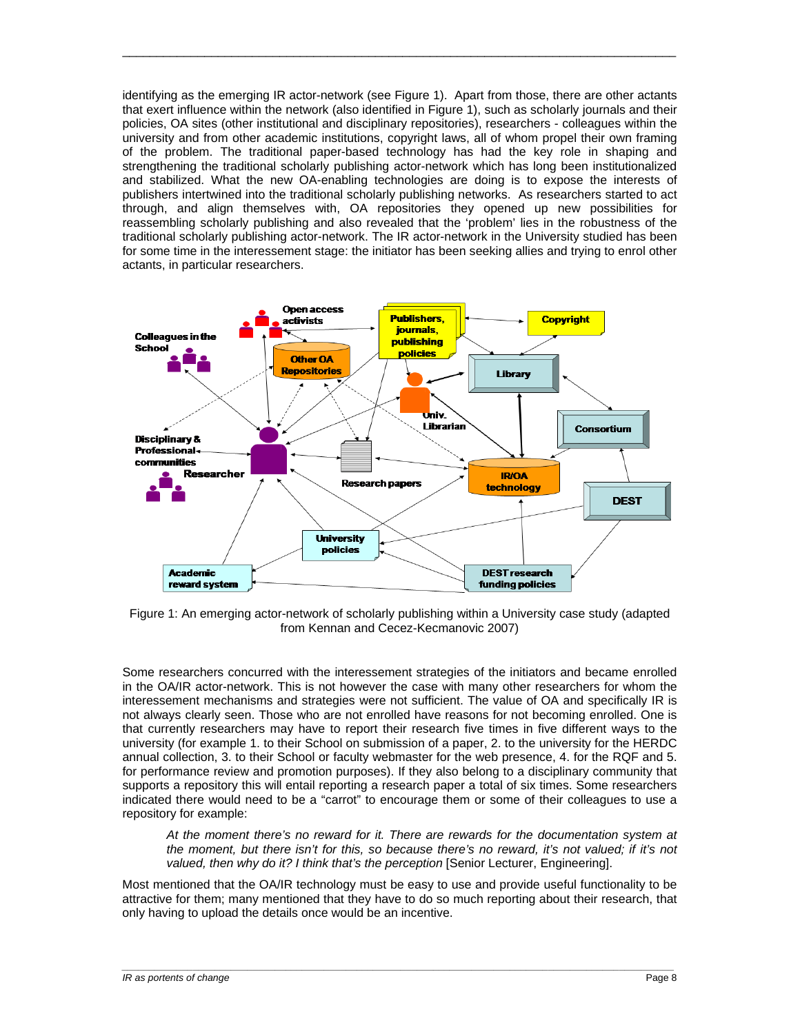identifying as the emerging IR actor-network (see Figure 1). Apart from those, there are other actants that exert influence within the network (also identified in Figure 1), such as scholarly journals and their policies, OA sites (other institutional and disciplinary repositories), researchers - colleagues within the university and from other academic institutions, copyright laws, all of whom propel their own framing of the problem. The traditional paper-based technology has had the key role in shaping and strengthening the traditional scholarly publishing actor-network which has long been institutionalized and stabilized. What the new OA-enabling technologies are doing is to expose the interests of publishers intertwined into the traditional scholarly publishing networks. As researchers started to act through, and align themselves with, OA repositories they opened up new possibilities for reassembling scholarly publishing and also revealed that the 'problem' lies in the robustness of the traditional scholarly publishing actor-network. The IR actor-network in the University studied has been for some time in the interessement stage: the initiator has been seeking allies and trying to enrol other actants, in particular researchers.

Figure 1: An emerging actor-network of scholarly publishing within a University case study (adapted from Kennan and Cecez-Kecmanovic 2007)

Some researchers concurred with the interessement strategies of the initiators and became enrolled in the OA/IR actor-network. This is not however the case with many other researchers for whom the interessement mechanisms and strategies were not sufficient. The value of OA and specifically IR is not always clearly seen. Those who are not enrolled have reasons for not becoming enrolled. One is that currently researchers may have to report their research five times in five different ways to the university (for example 1. to their School on submission of a paper, 2. to the university for the HERDC annual collection, 3. to their School or faculty webmaster for the web presence, 4. for the RQF and 5. for performance review and promotion purposes). If they also belong to a disciplinary community that supports a repository this will entail reporting a research paper a total of six times. Some researchers indicated there would need to be a "carrot" to encourage them or some of their colleagues to use a repository for example:

> *At the moment there's no reward for it. There are rewards for the documentation system at the moment, but there isn't for this, so because there's no reward, it's not valued; if it's not valued, then why do it? I think that's the perception* [Senior Lecturer, Engineering].

Most mentioned that the OA/IR technology must be easy to use and provide useful functionality to be attractive for them; many mentioned that they have to do so much reporting about their research, that only having to upload the details once would be an incentive.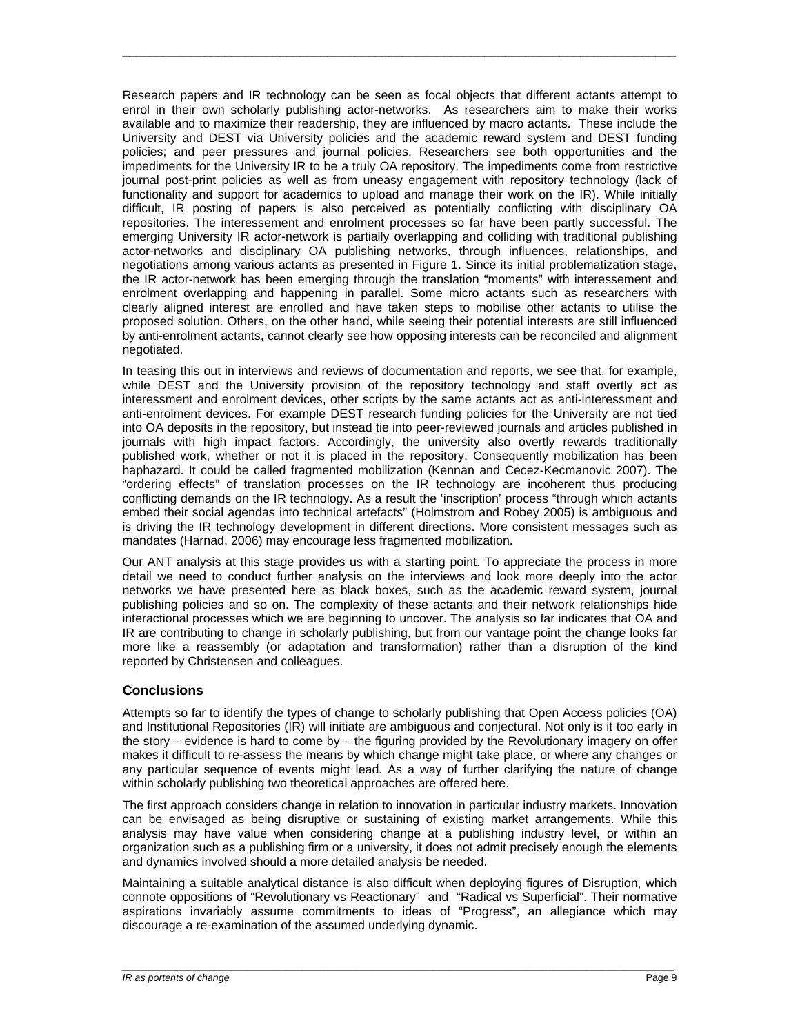Research papers and IR technology can be seen as focal objects that different actants attempt to enrol in their own scholarly publishing actor-networks. As researchers aim to make their works available and to maximize their readership, they are influenced by macro actants. These include the University and DEST via University policies and the academic reward system and DEST funding policies; and peer pressures and journal policies. Researchers see both opportunities and the impediments for the University IR to be a truly OA repository. The impediments come from restrictive journal post-print policies as well as from uneasy engagement with repository technology (lack of functionality and support for academics to upload and manage their work on the IR). While initially difficult, IR posting of papers is also perceived as potentially conflicting with disciplinary OA repositories. The interessement and enrolment processes so far have been partly successful. The emerging University IR actor-network is partially overlapping and colliding with traditional publishing actor-networks and disciplinary OA publishing networks, through influences, relationships, and negotiations among various actants as presented in Figure 1. Since its initial problematization stage, the IR actor-network has been emerging through the translation "moments" with interessement and enrolment overlapping and happening in parallel. Some micro actants such as researchers with clearly aligned interest are enrolled and have taken steps to mobilise other actants to utilise the proposed solution. Others, on the other hand, while seeing their potential interests are still influenced by anti-enrolment actants, cannot clearly see how opposing interests can be reconciled and alignment negotiated.

In teasing this out in interviews and reviews of documentation and reports, we see that, for example, while DEST and the University provision of the repository technology and staff overtly act as interessment and enrolment devices, other scripts by the same actants act as anti-interessment and anti-enrolment devices. For example DEST research funding policies for the University are not tied into OA deposits in the repository, but instead tie into peer-reviewed journals and articles published in journals with high impact factors. Accordingly, the university also overtly rewards traditionally published work, whether or not it is placed in the repository. Consequently mobilization has been haphazard. It could be called fragmented mobilization (Kennan and Cecez-Kecmanovic 2007). The "ordering effects" of translation processes on the IR technology are incoherent thus producing conflicting demands on the IR technology. As a result the 'inscription' process "through which actants embed their social agendas into technical artefacts" (Holmstrom and Robey 2005) is ambiguous and is driving the IR technology development in different directions. More consistent messages such as mandates (Harnad, 2006) may encourage less fragmented mobilization.

Our ANT analysis at this stage provides us with a starting point. To appreciate the process in more detail we need to conduct further analysis on the interviews and look more deeply into the actor networks we have presented here as black boxes, such as the academic reward system, journal publishing policies and so on. The complexity of these actants and their network relationships hide interactional processes which we are beginning to uncover. The analysis so far indicates that OA and IR are contributing to change in scholarly publishing, but from our vantage point the change looks far more like a reassembly (or adaptation and transformation) rather than a disruption of the kind reported by Christensen and colleagues.

## Conclusions

Attempts so far to identify the types of change to scholarly publishing that Open Access policies (OA) and Institutional Repositories (IR) will initiate are ambiguous and conjectural. Not only is it too early in the story – evidence is hard to come by – the figuring provided by the Revolutionary imagery on offer makes it difficult to re-assess the means by which change might take place, or where any changes or any particular sequence of events might lead. As a way of further clarifying the nature of change within scholarly publishing two theoretical approaches are offered here.

The first approach considers change in relation to innovation in particular industry markets. Innovation can be envisaged as being disruptive or sustaining of existing market arrangements. While this analysis may have value when considering change at a publishing industry level, or within an organization such as a publishing firm or a university, it does not admit precisely enough the elements and dynamics involved should a more detailed analysis be needed.

Maintaining a suitable analytical distance is also difficult when deploying figures of Disruption, which connote oppositions of "Revolutionary vs Reactionary" and "Radical vs Superficial". Their normative aspirations invariably assume commitments to ideas of "Progress", an allegiance which may discourage a re-examination of the assumed underlying dynamic.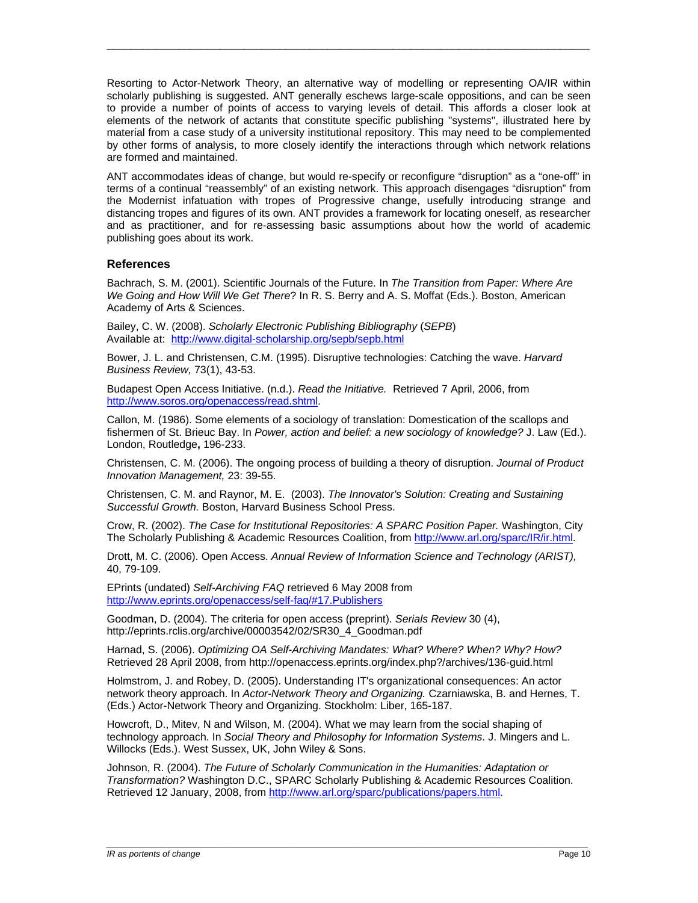Resorting to Actor-Network Theory, an alternative way of modelling or representing OA/IR within scholarly publishing is suggested. ANT generally eschews large-scale oppositions, and can be seen to provide a number of points of access to varying levels of detail. This affords a closer look at elements of the network of actants that constitute specific publishing "systems", illustrated here by material from a case study of a university institutional repository. This may need to be complemented by other forms of analysis, to more closely identify the interactions through which network relations are formed and maintained.

ANT accommodates ideas of change, but would re-specify or reconfigure "disruption" as a "one-off" in terms of a continual "reassembly" of an existing network. This approach disengages "disruption" from the Modernist infatuation with tropes of Progressive change, usefully introducing strange and distancing tropes and figures of its own. ANT provides a framework for locating oneself, as researcher and as practitioner, and for re-assessing basic assumptions about how the world of academic publishing goes about its work.

### References

Bachrach, S. M. (2001). Scientific Journals of the Future. In *The Transition from Paper: Where Are We Going and How Will We Get There*? In R. S. Berry and A. S. Moffat (Eds.). Boston, American Academy of Arts & Sciences.

Bailey, C. W. (2008). *Scholarly Electronic Publishing Bibliography* (*SEPB*) Available at: http://www.digital-scholarship.org/sepb/sepb.html

Bower, J. L. and Christensen, C.M. (1995). Disruptive technologies: Catching the wave. *Harvard Business Review,* 73(1), 43-53.

Budapest Open Access Initiative. (n.d.). *Read the Initiative.* Retrieved 7 April, 2006, from http://www.soros.org/openaccess/read.shtml.

Callon, M. (1986). Some elements of a sociology of translation: Domestication of the scallops and fishermen of St. Brieuc Bay. In *Power, action and belief: a new sociology of knowledge?* J. Law (Ed.). London, Routledge**,** 196-233.

Christensen, C. M. (2006). The ongoing process of building a theory of disruption. *Journal of Product Innovation Management,* 23: 39-55.

Christensen, C. M. and Raynor, M. E. (2003). *The Innovator's Solution: Creating and Sustaining Successful Growth.* Boston, Harvard Business School Press.

Crow, R. (2002). *The Case for Institutional Repositories: A SPARC Position Paper.* Washington, City The Scholarly Publishing & Academic Resources Coalition, from http://www.arl.org/sparc/IR/ir.html.

Drott, M. C. (2006). Open Access. *Annual Review of Information Science and Technology (ARIST),* 40, 79-109.

EPrints (undated) *Self-Archiving FAQ* retrieved 6 May 2008 from http://www.eprints.org/openaccess/self-faq/#17.Publishers

Goodman, D. (2004). The criteria for open access (preprint). *Serials Review* 30 (4), http://eprints.rclis.org/archive/00003542/02/SR30_4_Goodman.pdf

Harnad, S. (2006). *Optimizing OA Self-Archiving Mandates: What? Where? When? Why? How?* Retrieved 28 April 2008, from http://openaccess.eprints.org/index.php?/archives/136-guid.html

Holmstrom, J. and Robey, D. (2005). Understanding IT's organizational consequences: An actor network theory approach. In *Actor-Network Theory and Organizing.* Czarniawska, B. and Hernes, T. (Eds.) Actor-Network Theory and Organizing. Stockholm: Liber, 165-187.

Howcroft, D., Mitev, N and Wilson, M. (2004). What we may learn from the social shaping of technology approach. In *Social Theory and Philosophy for Information Systems*. J. Mingers and L. Willocks (Eds.). West Sussex, UK, John Wiley & Sons.

Johnson, R. (2004). *The Future of Scholarly Communication in the Humanities: Adaptation or Transformation?* Washington D.C., SPARC Scholarly Publishing & Academic Resources Coalition. Retrieved 12 January, 2008, from http://www.arl.org/sparc/publications/papers.html.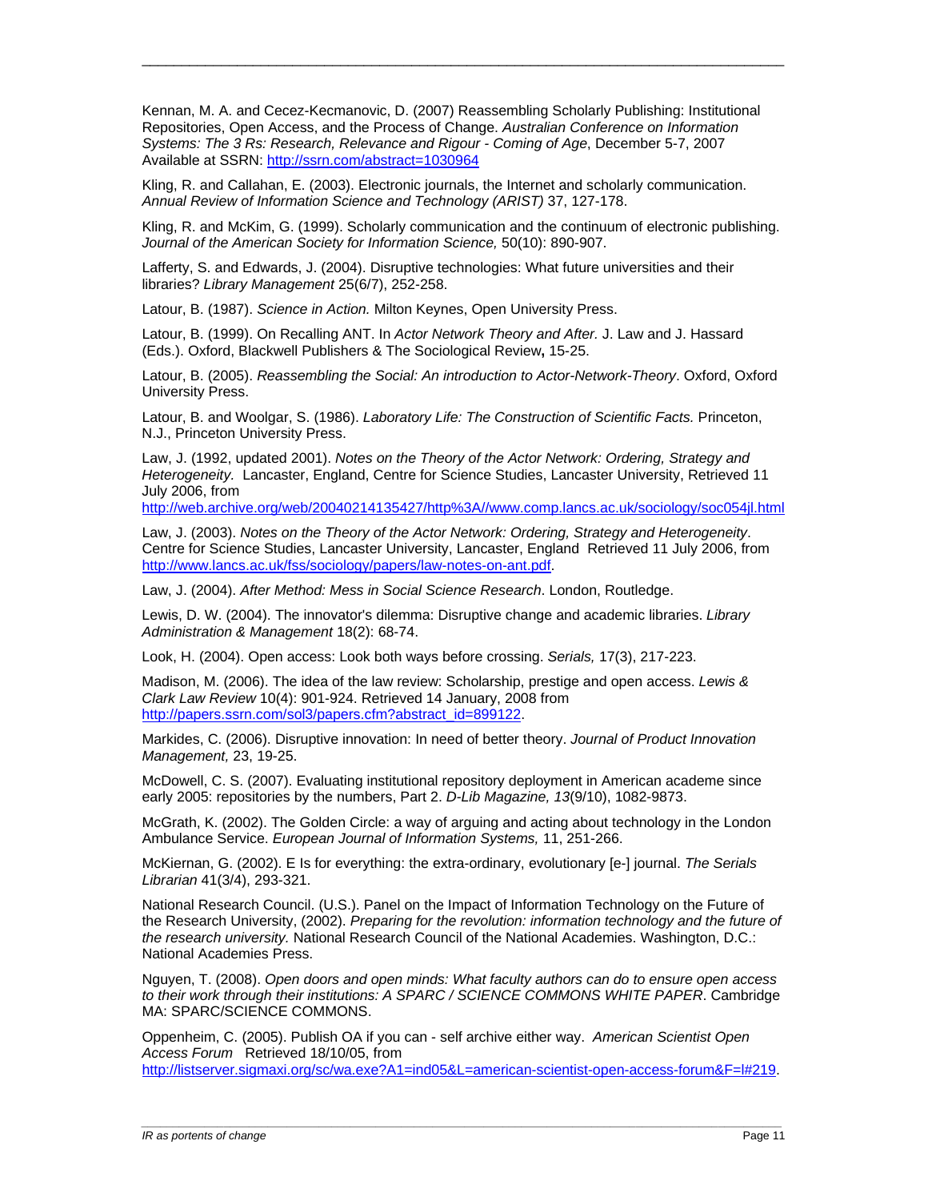Kennan, M. A. and Cecez-Kecmanovic, D. (2007) Reassembling Scholarly Publishing: Institutional Repositories, Open Access, and the Process of Change. *Australian Conference on Information Systems: The 3 Rs: Research, Relevance and Rigour - Coming of Age*, December 5-7, 2007 Available at SSRN: http://ssrn.com/abstract=1030964

Kling, R. and Callahan, E. (2003). Electronic journals, the Internet and scholarly communication. *Annual Review of Information Science and Technology (ARIST)* 37, 127-178.

Kling, R. and McKim, G. (1999). Scholarly communication and the continuum of electronic publishing. *Journal of the American Society for Information Science,* 50(10): 890-907.

Lafferty, S. and Edwards, J. (2004). Disruptive technologies: What future universities and their libraries? *Library Management* 25(6/7), 252-258.

Latour, B. (1987). *Science in Action.* Milton Keynes, Open University Press.

Latour, B. (1999). On Recalling ANT. In *Actor Network Theory and After.* J. Law and J. Hassard (Eds.). Oxford, Blackwell Publishers & The Sociological Review**,** 15-25.

Latour, B. (2005). *Reassembling the Social: An introduction to Actor-Network-Theory*. Oxford, Oxford University Press.

Latour, B. and Woolgar, S. (1986). *Laboratory Life: The Construction of Scientific Facts.* Princeton, N.J., Princeton University Press.

Law, J. (1992, updated 2001). *Notes on the Theory of the Actor Network: Ordering, Strategy and Heterogeneity.* Lancaster, England, Centre for Science Studies, Lancaster University, Retrieved 11 July 2006, from http://web.archive.org/web/20040214135427/http%3A//www.comp.lancs.ac.uk/sociology/soc054jl.html

Law, J. (2003). *Notes on the Theory of the Actor Network: Ordering, Strategy and Heterogeneity*. Centre for Science Studies, Lancaster University, Lancaster, England Retrieved 11 July 2006, from http://www.lancs.ac.uk/fss/sociology/papers/law-notes-on-ant.pdf.

Law, J. (2004). *After Method: Mess in Social Science Research*. London, Routledge.

Lewis, D. W. (2004). The innovator's dilemma: Disruptive change and academic libraries. *Library Administration & Management* 18(2): 68-74.

Look, H. (2004). Open access: Look both ways before crossing. *Serials,* 17(3), 217-223.

Madison, M. (2006). The idea of the law review: Scholarship, prestige and open access. *Lewis & Clark Law Review* 10(4): 901-924. Retrieved 14 January, 2008 from http://papers.ssrn.com/sol3/papers.cfm?abstract_id=899122.

Markides, C. (2006). Disruptive innovation: In need of better theory. *Journal of Product Innovation Management,* 23, 19-25.

McDowell, C. S. (2007). Evaluating institutional repository deployment in American academe since early 2005: repositories by the numbers, Part 2. *D-Lib Magazine, 13*(9/10), 1082-9873.

McGrath, K. (2002). The Golden Circle: a way of arguing and acting about technology in the London Ambulance Service. *European Journal of Information Systems,* 11, 251-266.

McKiernan, G. (2002). E Is for everything: the extra-ordinary, evolutionary [e-] journal. *The Serials Librarian* 41(3/4), 293-321.

National Research Council. (U.S.). Panel on the Impact of Information Technology on the Future of the Research University, (2002). *Preparing for the revolution: information technology and the future of the research university.* National Research Council of the National Academies. Washington, D.C.: National Academies Press.

Nguyen, T. (2008). *Open doors and open minds: What faculty authors can do to ensure open access to their work through their institutions: A SPARC / SCIENCE COMMONS WHITE PAPER*. Cambridge MA: SPARC/SCIENCE COMMONS.

Oppenheim, C. (2005). Publish OA if you can - self archive either way. *American Scientist Open Access Forum* Retrieved 18/10/05, from http://listserver.sigmaxi.org/sc/wa.exe?A1=ind05&L=american-scientist-open-access-forum&F=l#219.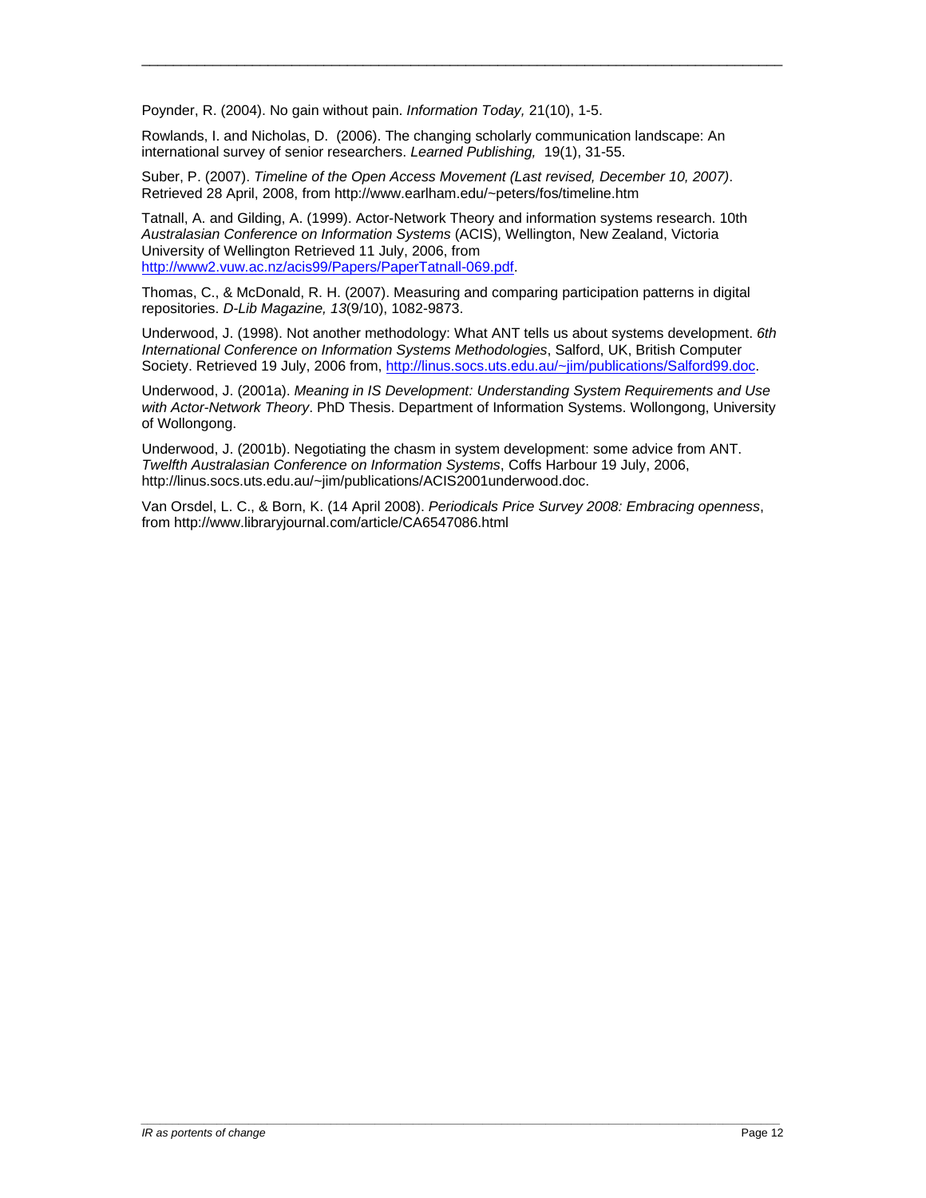Poynder, R. (2004). No gain without pain. *Information Today,* 21(10), 1-5.

Rowlands, I. and Nicholas, D. (2006). The changing scholarly communication landscape: An international survey of senior researchers. *Learned Publishing,* 19(1), 31-55.

Suber, P. (2007). *Timeline of the Open Access Movement (Last revised, December 10, 2007)*. Retrieved 28 April, 2008, from http://www.earlham.edu/~peters/fos/timeline.htm

Tatnall, A. and Gilding, A. (1999). Actor-Network Theory and information systems research. 10th *Australasian Conference on Information Systems* (ACIS), Wellington, New Zealand, Victoria University of Wellington Retrieved 11 July, 2006, from http://www2.vuw.ac.nz/acis99/Papers/PaperTatnall-069.pdf.

Thomas, C., & McDonald, R. H. (2007). Measuring and comparing participation patterns in digital repositories. *D-Lib Magazine, 13*(9/10), 1082-9873.

Underwood, J. (1998). Not another methodology: What ANT tells us about systems development. *6th International Conference on Information Systems Methodologies*, Salford, UK, British Computer Society. Retrieved 19 July, 2006 from, http://linus.socs.uts.edu.au/~jim/publications/Salford99.doc.

Underwood, J. (2001a). *Meaning in IS Development: Understanding System Requirements and Use with Actor-Network Theory*. PhD Thesis. Department of Information Systems. Wollongong, University of Wollongong.

Underwood, J. (2001b). Negotiating the chasm in system development: some advice from ANT. *Twelfth Australasian Conference on Information Systems*, Coffs Harbour 19 July, 2006, http://linus.socs.uts.edu.au/~jim/publications/ACIS2001underwood.doc.

Van Orsdel, L. C., & Born, K. (14 April 2008). *Periodicals Price Survey 2008: Embracing openness*, from http://www.libraryjournal.com/article/CA6547086.html